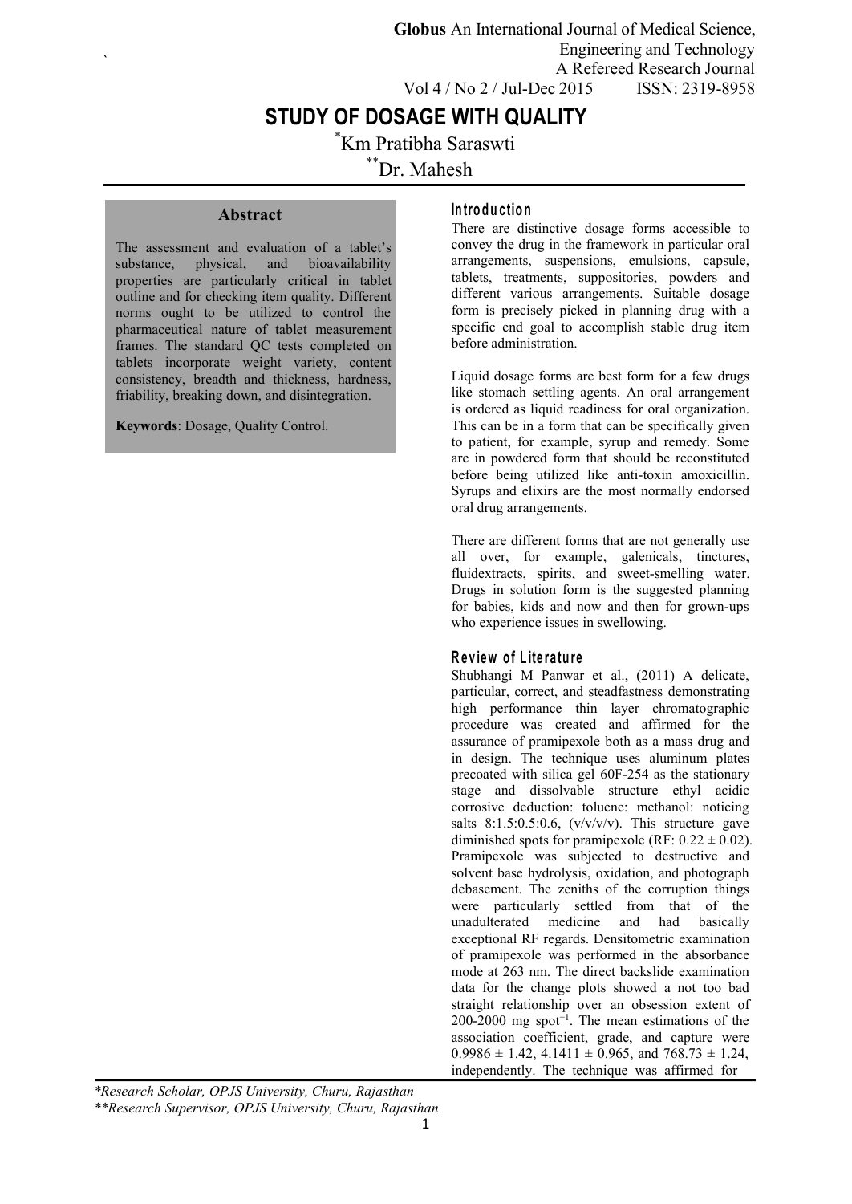# STUDY OF DOSAGE WITH QUALITY

[*]Km Pratibha Saraswti

[**]Dr. Mahesh

## Abstract

The assessment and evaluation of a tablet's substance, physical, and bioavailability properties are particularly critical in tablet outline and for checking item quality. Different norms ought to be utilized to control the pharmaceutical nature of tablet measurement frames. The standard QC tests completed on tablets incorporate weight variety, content consistency, breadth and thickness, hardness, friability, breaking down, and disintegration.

**Keywords**: Dosage, Quality Control.

## Introduction

There are distinctive dosage forms accessible to convey the drug in the framework in particular oral arrangements, suspensions, emulsions, capsule, tablets, treatments, suppositories, powders and different various arrangements. Suitable dosage form is precisely picked in planning drug with a specific end goal to accomplish stable drug item before administration.

Liquid dosage forms are best form for a few drugs like stomach settling agents. An oral arrangement is ordered as liquid readiness for oral organization. This can be in a form that can be specifically given to patient, for example, syrup and remedy. Some are in powdered form that should be reconstituted before being utilized like anti-toxin amoxicillin. Syrups and elixirs are the most normally endorsed oral drug arrangements.

There are different forms that are not generally use all over, for example, galenicals, tinctures, fluidextracts, spirits, and sweet-smelling water. Drugs in solution form is the suggested planning for babies, kids and now and then for grown-ups who experience issues in swellowing.

## Review of Literature

Shubhangi M Panwar et al., (2011) A delicate, particular, correct, and steadfastness demonstrating high performance thin layer chromatographic procedure was created and affirmed for the assurance of pramipexole both as a mass drug and in design. The technique uses aluminum plates precoated with silica gel 60F-254 as the stationary stage and dissolvable structure ethyl acidic corrosive deduction: toluene: methanol: noticing salts 8:1.5:0.5:0.6, (v/v/v/v). This structure gave diminished spots for pramipexole (RF: $0.22 \pm 0.02$). Pramipexole was subjected to destructive and solvent base hydrolysis, oxidation, and photograph debasement. The zeniths of the corruption things were particularly settled from that of the unadulterated medicine and had basically exceptional RF regards. Densitometric examination of pramipexole was performed in the absorbance mode at 263 nm. The direct backslide examination data for the change plots showed a not too bad straight relationship over an obsession extent of 200-2000 mg $spot^{-1}$. The mean estimations of the association coefficient, grade, and capture were $0.9986 \pm 1.42$, $4.1411 \pm 0.965$, and $768.73 \pm 1.24$, independently. The technique was affirmed for

*Research Scholar, OPJS University, Churu, Rajasthan

**Research Supervisor, OPJS University, Churu, Rajasthan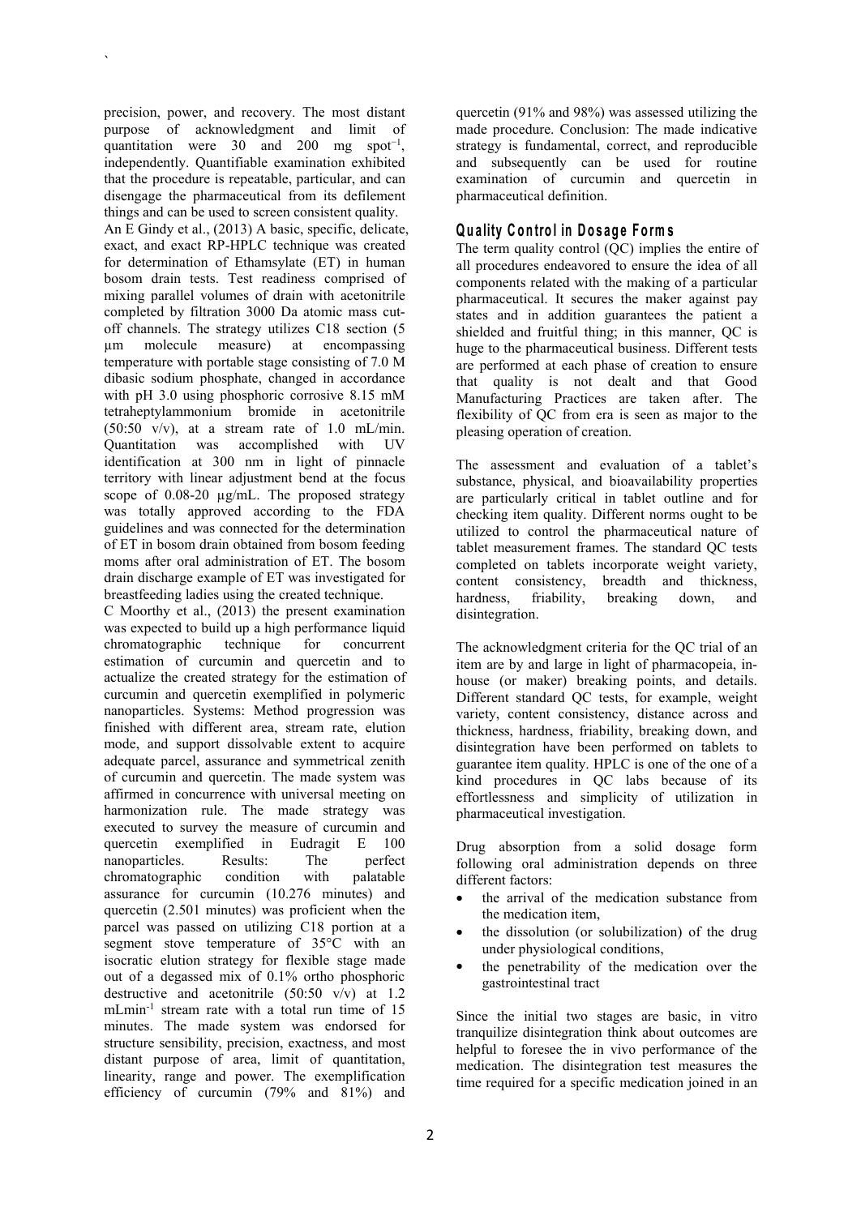precision, power, and recovery. The most distant purpose of acknowledgment and limit of quantitation were 30 and 200 mg spot$^{-1}$, independently. Quantifiable examination exhibited that the procedure is repeatable, particular, and can disengage the pharmaceutical from its defilement things and can be used to screen consistent quality.

An E Gindy et al., (2013) A basic, specific, delicate, exact, and exact RP-HPLC technique was created for determination of Ethamsylate (ET) in human bosom drain tests. Test readiness comprised of mixing parallel volumes of drain with acetonitrile completed by filtration 3000 Da atomic mass cut-off channels. The strategy utilizes C18 section (5 µm molecule measure) at encompassing temperature with portable stage consisting of 7.0 M dibasic sodium phosphate, changed in accordance with pH 3.0 using phosphoric corrosive 8.15 mM tetraheptylammonium bromide in acetonitrile (50:50 v/v), at a stream rate of 1.0 mL/min. Quantitation was accomplished with UV identification at 300 nm in light of pinnacle territory with linear adjustment bend at the focus scope of 0.08-20 µg/mL. The proposed strategy was totally approved according to the FDA guidelines and was connected for the determination of ET in bosom drain obtained from bosom feeding moms after oral administration of ET. The bosom drain discharge example of ET was investigated for breastfeeding ladies using the created technique.

C Moorthy et al., (2013) the present examination was expected to build up a high performance liquid chromatographic technique for concurrent estimation of curcumin and quercetin and to actualize the created strategy for the estimation of curcumin and quercetin exemplified in polymeric nanoparticles. Systems: Method progression was finished with different area, stream rate, elution mode, and support dissolvable extent to acquire adequate parcel, assurance and symmetrical zenith of curcumin and quercetin. The made system was affirmed in concurrence with universal meeting on harmonization rule. The made strategy was executed to survey the measure of curcumin and quercetin exemplified in Eudragit E 100 nanoparticles. Results: The perfect chromatographic condition with palatable assurance for curcumin (10.276 minutes) and quercetin (2.501 minutes) was proficient when the parcel was passed on utilizing C18 portion at a segment stove temperature of 35°C with an isocratic elution strategy for flexible stage made out of a degassed mix of 0.1% ortho phosphoric destructive and acetonitrile (50:50 v/v) at 1.2 mLmin$^{-1}$ stream rate with a total run time of 15 minutes. The made system was endorsed for structure sensibility, precision, exactness, and most distant purpose of area, limit of quantitation, linearity, range and power. The exemplification efficiency of curcumin (79% and 81%) and quercetin (91% and 98%) was assessed utilizing the made procedure. Conclusion: The made indicative strategy is fundamental, correct, and reproducible and subsequently can be used for routine examination of curcumin and quercetin in pharmaceutical definition.

## Quality Control in Dosage Forms

The term quality control (QC) implies the entire of all procedures endeavored to ensure the idea of all components related with the making of a particular pharmaceutical. It secures the maker against pay states and in addition guarantees the patient a shielded and fruitful thing; in this manner, QC is huge to the pharmaceutical business. Different tests are performed at each phase of creation to ensure that quality is not dealt and that Good Manufacturing Practices are taken after. The flexibility of QC from era is seen as major to the pleasing operation of creation.

The assessment and evaluation of a tablet's substance, physical, and bioavailability properties are particularly critical in tablet outline and for checking item quality. Different norms ought to be utilized to control the pharmaceutical nature of tablet measurement frames. The standard QC tests completed on tablets incorporate weight variety, content consistency, breadth and thickness, hardness, friability, breaking down, and disintegration.

The acknowledgment criteria for the QC trial of an item are by and large in light of pharmacopeia, in-house (or maker) breaking points, and details. Different standard QC tests, for example, weight variety, content consistency, distance across and thickness, hardness, friability, breaking down, and disintegration have been performed on tablets to guarantee item quality. HPLC is one of the one of a kind procedures in QC labs because of its effortlessness and simplicity of utilization in pharmaceutical investigation.

Drug absorption from a solid dosage form following oral administration depends on three different factors:

- the arrival of the medication substance from the medication item,
- the dissolution (or solubilization) of the drug under physiological conditions,
- the penetrability of the medication over the gastrointestinal tract

Since the initial two stages are basic, in vitro tranquilize disintegration think about outcomes are helpful to foresee the in vivo performance of the medication. The disintegration test measures the time required for a specific medication joined in an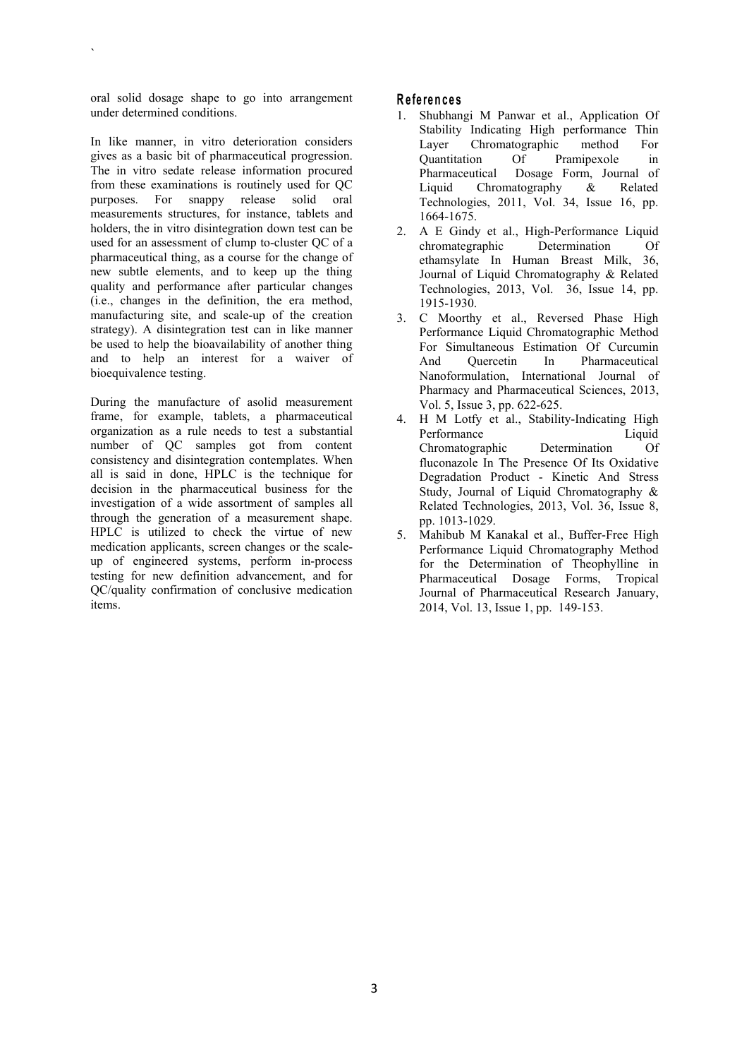oral solid dosage shape to go into arrangement under determined conditions.

In like manner, in vitro deterioration considers gives as a basic bit of pharmaceutical progression. The in vitro sedate release information procured from these examinations is routinely used for QC purposes. For snappy release solid oral measurements structures, for instance, tablets and holders, the in vitro disintegration down test can be used for an assessment of clump to-cluster QC of a pharmaceutical thing, as a course for the change of new subtle elements, and to keep up the thing quality and performance after particular changes (i.e., changes in the definition, the era method, manufacturing site, and scale-up of the creation strategy). A disintegration test can in like manner be used to help the bioavailability of another thing and to help an interest for a waiver of bioequivalence testing.

During the manufacture of asolid measurement frame, for example, tablets, a pharmaceutical organization as a rule needs to test a substantial number of QC samples got from content consistency and disintegration contemplates. When all is said in done, HPLC is the technique for decision in the pharmaceutical business for the investigation of a wide assortment of samples all through the generation of a measurement shape. HPLC is utilized to check the virtue of new medication applicants, screen changes or the scale-up of engineered systems, perform in-process testing for new definition advancement, and for QC/quality confirmation of conclusive medication items.

## References

1. Shubhangi M Panwar et al., Application Of Stability Indicating High performance Thin Layer Chromatographic method For Quantitation Of Pramipexole in Pharmaceutical Dosage Form, Journal of Liquid Chromatography & Related Technologies, 2011, Vol. 34, Issue 16, pp. 1664-1675.
2. A E Gindy et al., High-Performance Liquid chromategraphic Determination Of ethamsylate In Human Breast Milk, 36, Journal of Liquid Chromatography & Related Technologies, 2013, Vol. 36, Issue 14, pp. 1915-1930.
3. C Moorthy et al., Reversed Phase High Performance Liquid Chromatographic Method For Simultaneous Estimation Of Curcumin And Quercetin In Pharmaceutical Nanoformulation, International Journal of Pharmacy and Pharmaceutical Sciences, 2013, Vol. 5, Issue 3, pp. 622-625.
4. H M Lotfy et al., Stability-Indicating High Performance Liquid Chromatographic Determination Of fluconazole In The Presence Of Its Oxidative Degradation Product - Kinetic And Stress Study, Journal of Liquid Chromatography & Related Technologies, 2013, Vol. 36, Issue 8, pp. 1013-1029.
5. Mahibub M Kanakal et al., Buffer-Free High Performance Liquid Chromatography Method for the Determination of Theophylline in Pharmaceutical Dosage Forms, Tropical Journal of Pharmaceutical Research January, 2014, Vol. 13, Issue 1, pp. 149-153.